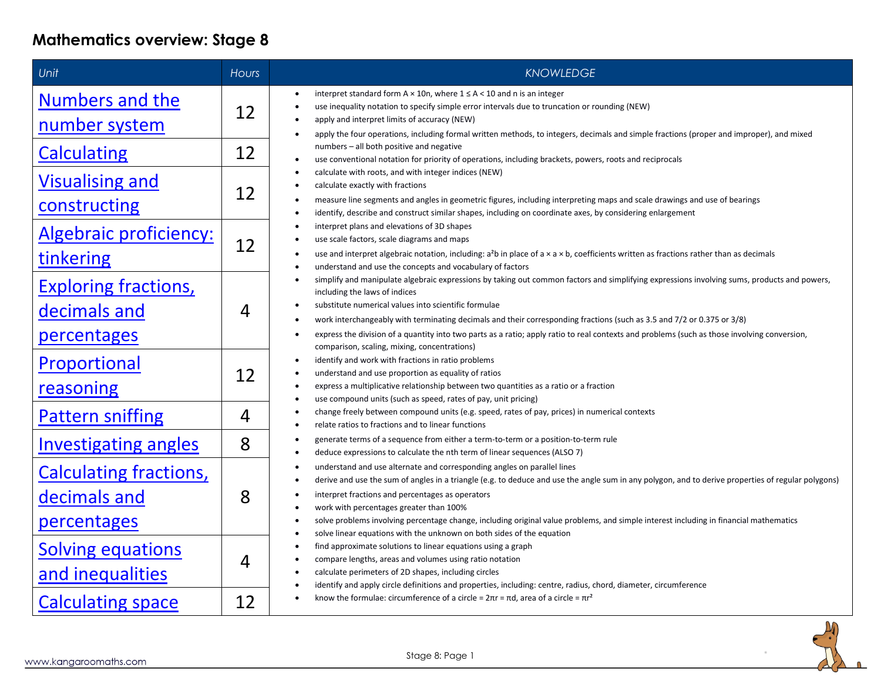# Mathematics overview: Stage 8

| Unit | Hours | KNOWLEDGE |
|---|---|---|
| Numbers and the number system | 12 | • interpret standard form $A \times 10n$, where $1 \le A < 10$ and n is an integer<br>• use inequality notation to specify simple error intervals due to truncation or rounding (NEW)<br>• apply and interpret limits of accuracy (NEW) |
| Calculating | 12 | • apply the four operations, including formal written methods, to integers, decimals and simple fractions (proper and improper), and mixed numbers – all both positive and negative<br>• use conventional notation for priority of operations, including brackets, powers, roots and reciprocals<br>• calculate with roots, and with integer indices (NEW)<br>• calculate exactly with fractions |
| Visualising and constructing | 12 | • measure line segments and angles in geometric figures, including interpreting maps and scale drawings and use of bearings<br>• identify, describe and construct similar shapes, including on coordinate axes, by considering enlargement<br>• interpret plans and elevations of 3D shapes<br>• use scale factors, scale diagrams and maps |
| Algebraic proficiency: tinkering | 12 | • use and interpret algebraic notation, including: $a^2b$ in place of $a \times a \times b$, coefficients written as fractions rather than as decimals<br>• understand and use the concepts and vocabulary of factors<br>• simplify and manipulate algebraic expressions by taking out common factors and simplifying expressions involving sums, products and powers, including the laws of indices<br>• substitute numerical values into scientific formulae |
| Exploring fractions, decimals and percentages | 4 | • work interchangeably with terminating decimals and their corresponding fractions (such as 3.5 and 7/2 or 0.375 or 3/8) |
| Proportional reasoning | 12 | • express the division of a quantity into two parts as a ratio; apply ratio to real contexts and problems (such as those involving conversion, comparison, scaling, mixing, concentrations)<br>• identify and work with fractions in ratio problems<br>• understand and use proportion as equality of ratios<br>• express a multiplicative relationship between two quantities as a ratio or a fraction<br>• use compound units (such as speed, rates of pay, unit pricing)<br>• change freely between compound units (e.g. speed, rates of pay, prices) in numerical contexts<br>• relate ratios to fractions and to linear functions |
| Pattern sniffing | 4 | • generate terms of a sequence from either a term-to-term or a position-to-term rule<br>• deduce expressions to calculate the nth term of linear sequences (ALSO 7) |
| Investigating angles | 8 | • understand and use alternate and corresponding angles on parallel lines<br>• derive and use the sum of angles in a triangle (e.g. to deduce and use the angle sum in any polygon, and to derive properties of regular polygons) |
| Calculating fractions, decimals and percentages | 8 | • interpret fractions and percentages as operators<br>• work with percentages greater than 100%<br>• solve problems involving percentage change, including original value problems, and simple interest including in financial mathematics |
| Solving equations and inequalities | 4 | • solve linear equations with the unknown on both sides of the equation<br>• find approximate solutions to linear equations using a graph |
| Calculating space | 12 | • compare lengths, areas and volumes using ratio notation<br>• calculate perimeters of 2D shapes, including circles<br>• identify and apply circle definitions and properties, including: centre, radius, chord, diameter, circumference<br>• know the formulae: circumference of a circle = $2\pi r = \pi d$, area of a circle = $\pi r^2$ |

www.kangaroomaths.com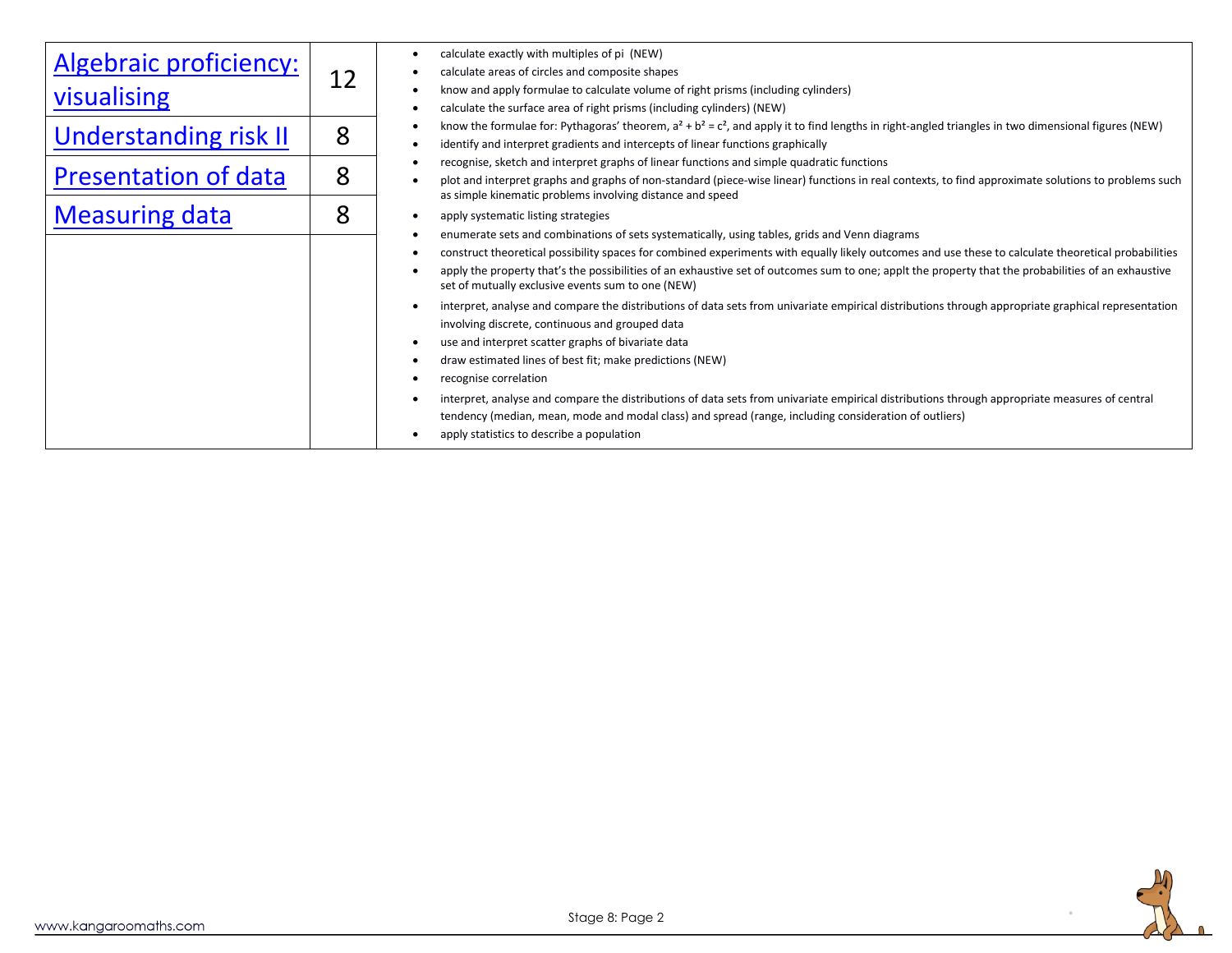| | | |
|---|---|---|
| Algebraic proficiency: visualising | 12 | • calculate exactly with multiples of pi (NEW)<br>• calculate areas of circles and composite shapes<br>• know and apply formulae to calculate volume of right prisms (including cylinders)<br>• calculate the surface area of right prisms (including cylinders) (NEW)<br>• know the formulae for: Pythagoras' theorem, $a^2 + b^2 = c^2$, and apply it to find lengths in right-angled triangles in two dimensional figures (NEW)<br>• identify and interpret gradients and intercepts of linear functions graphically<br>• recognise, sketch and interpret graphs of linear functions and simple quadratic functions<br>• plot and interpret graphs and graphs of non-standard (piece-wise linear) functions in real contexts, to find approximate solutions to problems such as simple kinematic problems involving distance and speed |
| Understanding risk II | 8 | • apply systematic listing strategies<br>• enumerate sets and combinations of sets systematically, using tables, grids and Venn diagrams<br>• construct theoretical possibility spaces for combined experiments with equally likely outcomes and use these to calculate theoretical probabilities<br>• apply the property that's the possibilities of an exhaustive set of outcomes sum to one; applt the property that the probabilities of an exhaustive set of mutually exclusive events sum to one (NEW) |
| Presentation of data | 8 | • interpret, analyse and compare the distributions of data sets from univariate empirical distributions through appropriate graphical representation involving discrete, continuous and grouped data<br>• use and interpret scatter graphs of bivariate data<br>• draw estimated lines of best fit; make predictions (NEW)<br>• recognise correlation |
| Measuring data | 8 | • interpret, analyse and compare the distributions of data sets from univariate empirical distributions through appropriate measures of central tendency (median, mean, mode and modal class) and spread (range, including consideration of outliers)<br>• apply statistics to describe a population |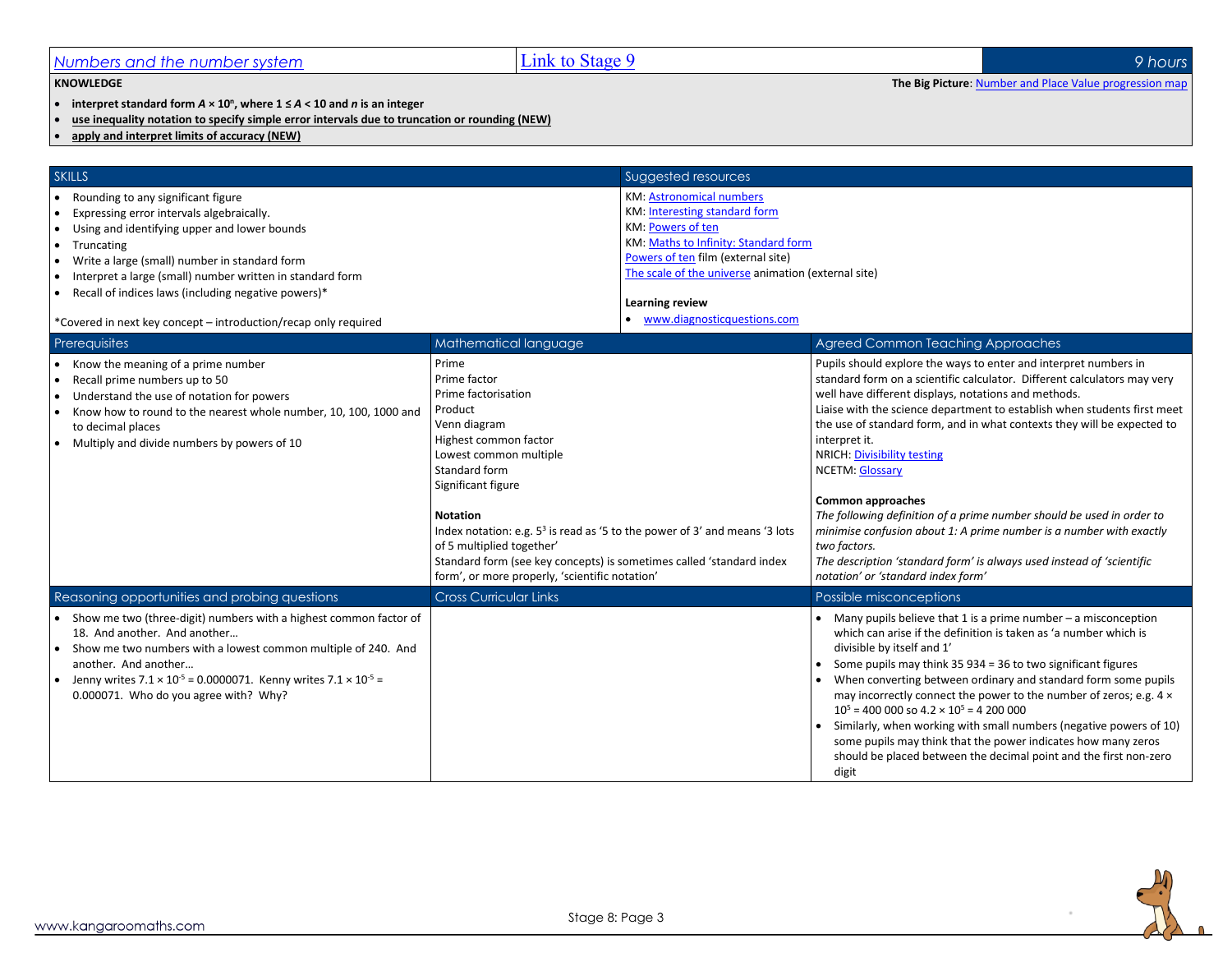| Numbers and the number system | Link to Stage 9 | 9 hours |
|---|---|---|

**KNOWLEDGE**

**The Big Picture**: Number and Place Value progression map

- **interpret standard form $A \times 10^n$, where $1 \leq A < 10$ and $n$ is an integer**
- **use inequality notation to specify simple error intervals due to truncation or rounding (NEW)**
- **apply and interpret limits of accuracy (NEW)**

## SKILLS

- Rounding to any significant figure
- Expressing error intervals algebraically.
- Using and identifying upper and lower bounds
- Truncating
- Write a large (small) number in standard form
- Interpret a large (small) number written in standard form
- Recall of indices laws (including negative powers)*

*Covered in next key concept – introduction/recap only required

## Suggested resources

KM: Astronomical numbers
KM: Interesting standard form
KM: Powers of ten
KM: Maths to Infinity: Standard form
Powers of ten film (external site)
The scale of the universe animation (external site)

**Learning review**

- www.diagnosticquestions.com

## Prerequisites

- Know the meaning of a prime number
- Recall prime numbers up to 50
- Understand the use of notation for powers
- Know how to round to the nearest whole number, 10, 100, 1000 and to decimal places
- Multiply and divide numbers by powers of 10

## Mathematical language

Prime
Prime factor
Prime factorisation
Product
Venn diagram
Highest common factor
Lowest common multiple
Standard form
Significant figure

**Notation**

Index notation: e.g. $5^3$ is read as '5 to the power of 3' and means '3 lots of 5 multiplied together'
Standard form (see key concepts) is sometimes called 'standard index form', or more properly, 'scientific notation'

## Agreed Common Teaching Approaches

Pupils should explore the ways to enter and interpret numbers in standard form on a scientific calculator. Different calculators may very well have different displays, notations and methods.
Liaise with the science department to establish when students first meet the use of standard form, and in what contexts they will be expected to interpret it.
NRICH: Divisibility testing
NCETM: Glossary

**Common approaches**

*The following definition of a prime number should be used in order to minimise confusion about 1: A prime number is a number with exactly two factors.*
*The description 'standard form' is always used instead of 'scientific notation' or 'standard index form'*

## Reasoning opportunities and probing questions

- Show me two (three-digit) numbers with a highest common factor of 18. And another. And another…
- Show me two numbers with a lowest common multiple of 240. And another. And another…
- Jenny writes $7.1 \times 10^{-5} = 0.0000071$. Kenny writes $7.1 \times 10^{-5} = 0.000071$. Who do you agree with? Why?

## Cross Curricular Links

## Possible misconceptions

- Many pupils believe that 1 is a prime number – a misconception which can arise if the definition is taken as 'a number which is divisible by itself and 1'
- Some pupils may think 35 934 = 36 to two significant figures
- When converting between ordinary and standard form some pupils may incorrectly connect the power to the number of zeros; e.g. $4 \times 10^5 = 400\,000$ so $4.2 \times 10^5 = 4\,200\,000$
- Similarly, when working with small numbers (negative powers of 10) some pupils may think that the power indicates how many zeros should be placed between the decimal point and the first non-zero digit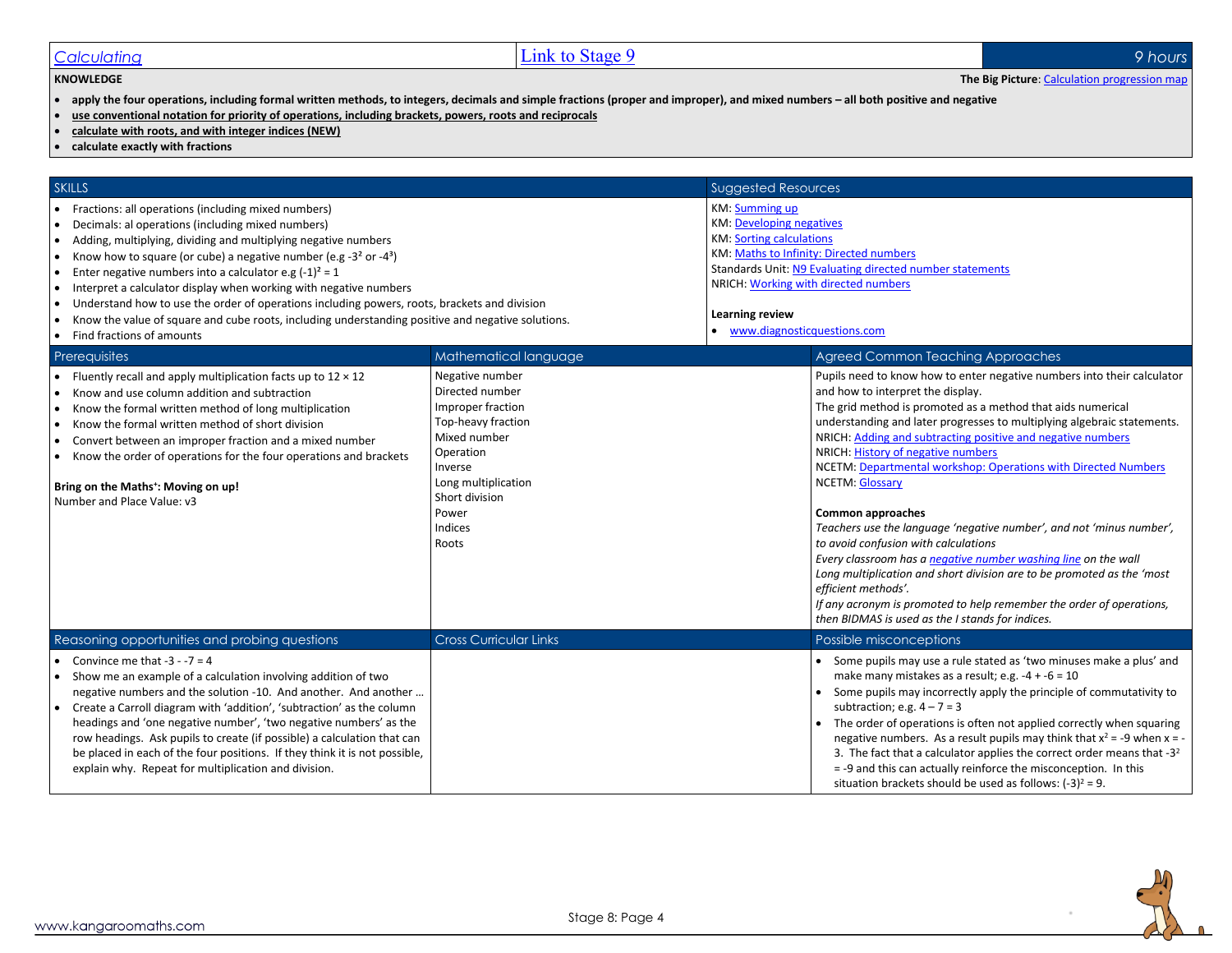| Calculating | Link to Stage 9 | 9 hours |
|---|---|---|

**KNOWLEDGE**

**The Big Picture**: Calculation progression map

- **apply the four operations, including formal written methods, to integers, decimals and simple fractions (proper and improper), and mixed numbers – all both positive and negative**
- **use conventional notation for priority of operations, including brackets, powers, roots and reciprocals**
- **calculate with roots, and with integer indices (NEW)**
- **calculate exactly with fractions**

## SKILLS

- Fractions: all operations (including mixed numbers)
- Decimals: al operations (including mixed numbers)
- Adding, multiplying, dividing and multiplying negative numbers
- Know how to square (or cube) a negative number (e.g $-3^2$ or $-4^3$)
- Enter negative numbers into a calculator e.g $(-1)^2 = 1$
- Interpret a calculator display when working with negative numbers
- Understand how to use the order of operations including powers, roots, brackets and division
- Know the value of square and cube roots, including understanding positive and negative solutions.
- Find fractions of amounts

## Suggested Resources

KM: Summing up
KM: Developing negatives
KM: Sorting calculations
KM: Maths to Infinity: Directed numbers
Standards Unit: N9 Evaluating directed number statements
NRICH: Working with directed numbers

**Learning review**

- www.diagnosticquestions.com

## Prerequisites

- Fluently recall and apply multiplication facts up to 12 × 12
- Know and use column addition and subtraction
- Know the formal written method of long multiplication
- Know the formal written method of short division
- Convert between an improper fraction and a mixed number
- Know the order of operations for the four operations and brackets

**Bring on the Maths⁺: Moving on up!**
Number and Place Value: v3

## Mathematical language

Negative number
Directed number
Improper fraction
Top-heavy fraction
Mixed number
Operation
Inverse
Long multiplication
Short division
Power
Indices
Roots

## Agreed Common Teaching Approaches

Pupils need to know how to enter negative numbers into their calculator and how to interpret the display.
The grid method is promoted as a method that aids numerical understanding and later progresses to multiplying algebraic statements.
NRICH: Adding and subtracting positive and negative numbers
NRICH: History of negative numbers
NCETM: Departmental workshop: Operations with Directed Numbers
NCETM: Glossary

**Common approaches**

*Teachers use the language 'negative number', and not 'minus number', to avoid confusion with calculations*
*Every classroom has a negative number washing line on the wall*
*Long multiplication and short division are to be promoted as the 'most efficient methods'.*
*If any acronym is promoted to help remember the order of operations, then BIDMAS is used as the I stands for indices.*

## Reasoning opportunities and probing questions

- Convince me that $-3 - -7 = 4$
- Show me an example of a calculation involving addition of two negative numbers and the solution -10. And another. And another …
- Create a Carroll diagram with 'addition', 'subtraction' as the column headings and 'one negative number', 'two negative numbers' as the row headings. Ask pupils to create (if possible) a calculation that can be placed in each of the four positions. If they think it is not possible, explain why. Repeat for multiplication and division.

## Cross Curricular Links

## Possible misconceptions

- Some pupils may use a rule stated as 'two minuses make a plus' and make many mistakes as a result; e.g. $-4 + -6 = 10$
- Some pupils may incorrectly apply the principle of commutativity to subtraction; e.g. $4 - 7 = 3$
- The order of operations is often not applied correctly when squaring negative numbers. As a result pupils may think that $x^2 = -9$ when $x = -3$. The fact that a calculator applies the correct order means that $-3^2 = -9$ and this can actually reinforce the misconception. In this situation brackets should be used as follows: $(-3)^2 = 9$.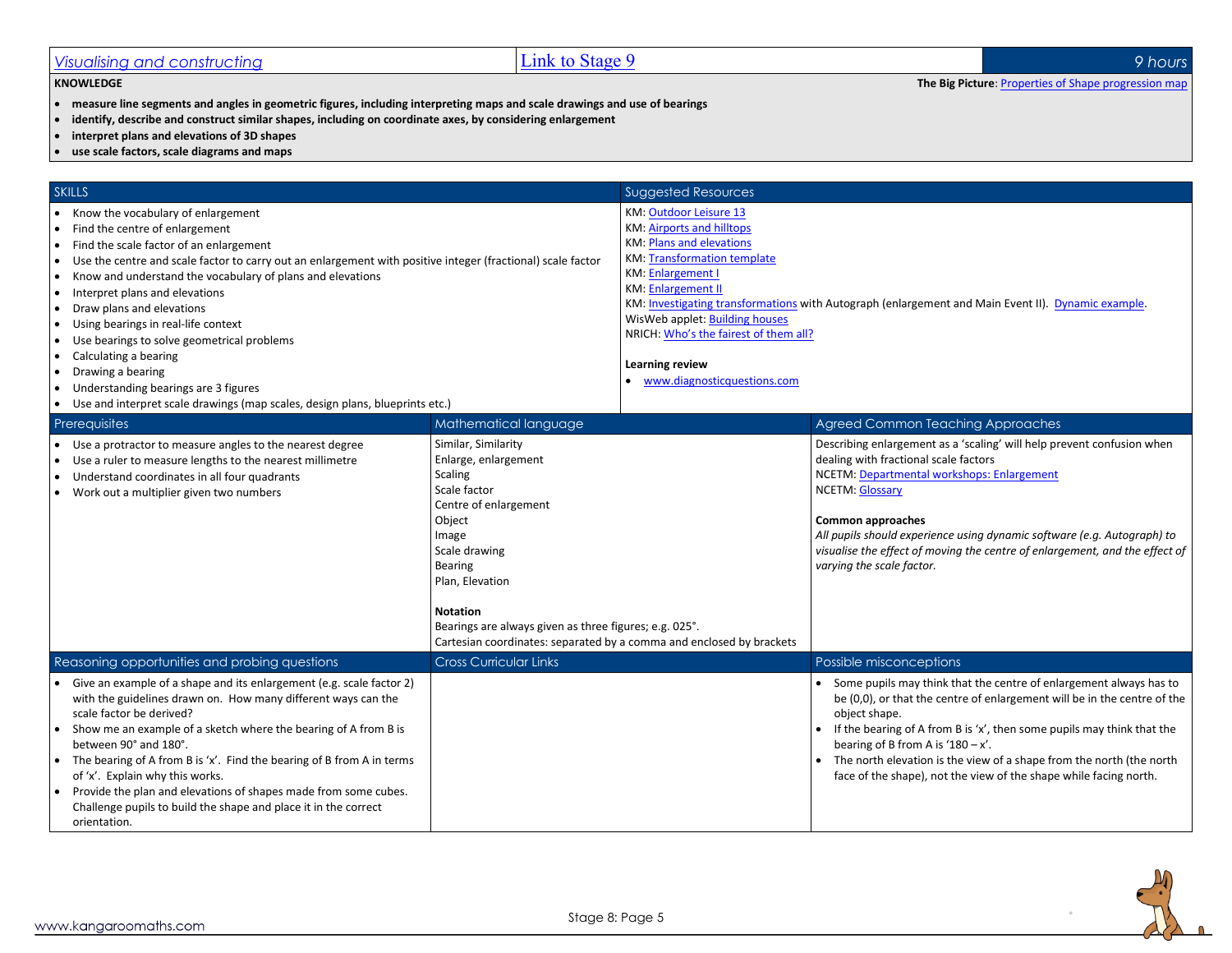| [Visualising and constructing](#) | [Link to Stage 9](#) | 9 hours |
|---|---|---|

**KNOWLEDGE**

**The Big Picture**: [Properties of Shape progression map](#)

- **measure line segments and angles in geometric figures, including interpreting maps and scale drawings and use of bearings**
- **identify, describe and construct similar shapes, including on coordinate axes, by considering enlargement**
- **interpret plans and elevations of 3D shapes**
- **use scale factors, scale diagrams and maps**

## SKILLS

- Know the vocabulary of enlargement
- Find the centre of enlargement
- Find the scale factor of an enlargement
- Use the centre and scale factor to carry out an enlargement with positive integer (fractional) scale factor
- Know and understand the vocabulary of plans and elevations
- Interpret plans and elevations
- Draw plans and elevations
- Using bearings in real-life context
- Use bearings to solve geometrical problems
- Calculating a bearing
- Drawing a bearing
- Understanding bearings are 3 figures
- Use and interpret scale drawings (map scales, design plans, blueprints etc.)

## Suggested Resources

KM: [Outdoor Leisure 13](#)
KM: [Airports and hilltops](#)
KM: [Plans and elevations](#)
KM: [Transformation template](#)
KM: [Enlargement I](#)
KM: [Enlargement II](#)
KM: [Investigating transformations](#) with Autograph (enlargement and Main Event II). [Dynamic example](#).
WisWeb applet: [Building houses](#)
NRICH: [Who's the fairest of them all?](#)

**Learning review**

- [www.diagnosticquestions.com](#)

## Prerequisites

- Use a protractor to measure angles to the nearest degree
- Use a ruler to measure lengths to the nearest millimetre
- Understand coordinates in all four quadrants
- Work out a multiplier given two numbers

## Mathematical language

Similar, Similarity
Enlarge, enlargement
Scaling
Scale factor
Centre of enlargement
Object
Image
Scale drawing
Bearing
Plan, Elevation

**Notation**

Bearings are always given as three figures; e.g. 025°.
Cartesian coordinates: separated by a comma and enclosed by brackets

## Agreed Common Teaching Approaches

Describing enlargement as a 'scaling' will help prevent confusion when dealing with fractional scale factors
NCETM: [Departmental workshops: Enlargement](#)
NCETM: [Glossary](#)

**Common approaches**

*All pupils should experience using dynamic software (e.g. Autograph) to visualise the effect of moving the centre of enlargement, and the effect of varying the scale factor.*

## Reasoning opportunities and probing questions

- Give an example of a shape and its enlargement (e.g. scale factor 2) with the guidelines drawn on. How many different ways can the scale factor be derived?
- Show me an example of a sketch where the bearing of A from B is between 90° and 180°.
- The bearing of A from B is 'x'. Find the bearing of B from A in terms of 'x'. Explain why this works.
- Provide the plan and elevations of shapes made from some cubes. Challenge pupils to build the shape and place it in the correct orientation.

## Cross Curricular Links

## Possible misconceptions

- Some pupils may think that the centre of enlargement always has to be (0,0), or that the centre of enlargement will be in the centre of the object shape.
- If the bearing of A from B is 'x', then some pupils may think that the bearing of B from A is '180 – x'.
- The north elevation is the view of a shape from the north (the north face of the shape), not the view of the shape while facing north.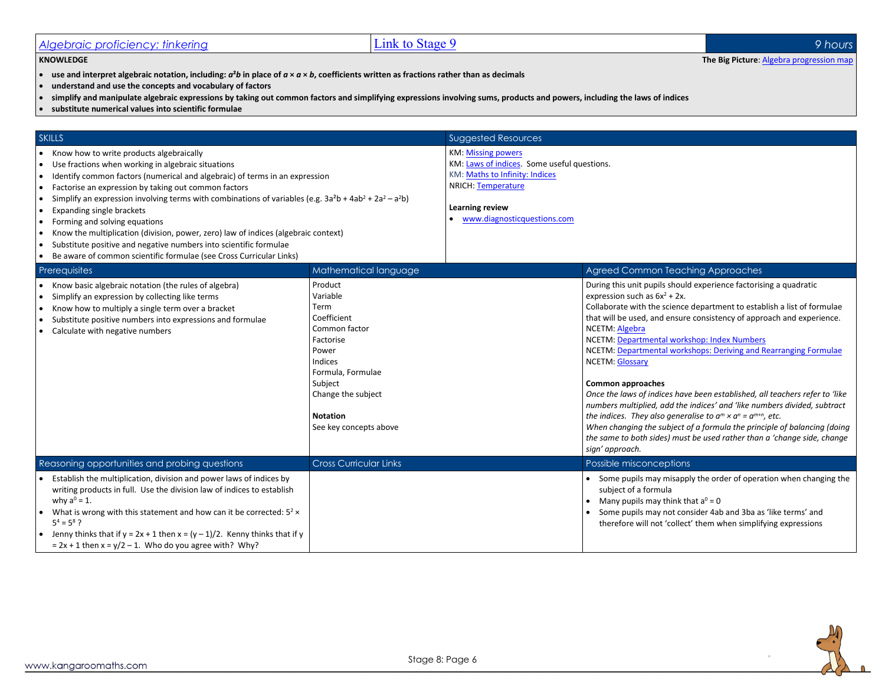## Algebraic proficiency: tinkering | Link to Stage 9 | 9 hours

**KNOWLEDGE** — **The Big Picture**: Algebra progression map

- **use and interpret algebraic notation, including: $a^2b$ in place of $a \times a \times b$, coefficients written as fractions rather than as decimals**
- **understand and use the concepts and vocabulary of factors**
- **simplify and manipulate algebraic expressions by taking out common factors and simplifying expressions involving sums, products and powers, including the laws of indices**
- **substitute numerical values into scientific formulae**

### SKILLS

- Know how to write products algebraically
- Use fractions when working in algebraic situations
- Identify common factors (numerical and algebraic) of terms in an expression
- Factorise an expression by taking out common factors
- Simplify an expression involving terms with combinations of variables (e.g. $3a^2b + 4ab^2 + 2a^2 - a^2b$)
- Expanding single brackets
- Forming and solving equations
- Know the multiplication (division, power, zero) law of indices (algebraic context)
- Substitute positive and negative numbers into scientific formulae
- Be aware of common scientific formulae (see Cross Curricular Links)

### Suggested Resources

KM: Missing powers
KM: Laws of indices. Some useful questions.
KM: Maths to Infinity: Indices
NRICH: Temperature

**Learning review**

- www.diagnosticquestions.com

### Prerequisites

- Know basic algebraic notation (the rules of algebra)
- Simplify an expression by collecting like terms
- Know how to multiply a single term over a bracket
- Substitute positive numbers into expressions and formulae
- Calculate with negative numbers

### Mathematical language

Product
Variable
Term
Coefficient
Common factor
Factorise
Power
Indices
Formula, Formulae
Subject
Change the subject

**Notation**
See key concepts above

### Agreed Common Teaching Approaches

During this unit pupils should experience factorising a quadratic expression such as $6x^2 + 2x$.
Collaborate with the science department to establish a list of formulae that will be used, and ensure consistency of approach and experience.
NCETM: Algebra
NCETM: Departmental workshop: Index Numbers
NCETM: Departmental workshops: Deriving and Rearranging Formulae
NCETM: Glossary

**Common approaches**
*Once the laws of indices have been established, all teachers refer to 'like numbers multiplied, add the indices' and 'like numbers divided, subtract the indices. They also generalise to $a^m \times a^n = a^{m+n}$, etc.*
*When changing the subject of a formula the principle of balancing (doing the same to both sides) must be used rather than a 'change side, change sign' approach.*

### Reasoning opportunities and probing questions

- Establish the multiplication, division and power laws of indices by writing products in full. Use the division law of indices to establish why $a^0 = 1$.
- What is wrong with this statement and how can it be corrected: $5^2 \times 5^4 = 5^8$ ?
- Jenny thinks that if $y = 2x + 1$ then $x = (y - 1)/2$. Kenny thinks that if $y = 2x + 1$ then $x = y/2 - 1$. Who do you agree with? Why?

### Cross Curricular Links

### Possible misconceptions

- Some pupils may misapply the order of operation when changing the subject of a formula
- Many pupils may think that $a^0 = 0$
- Some pupils may not consider 4ab and 3ba as 'like terms' and therefore will not 'collect' them when simplifying expressions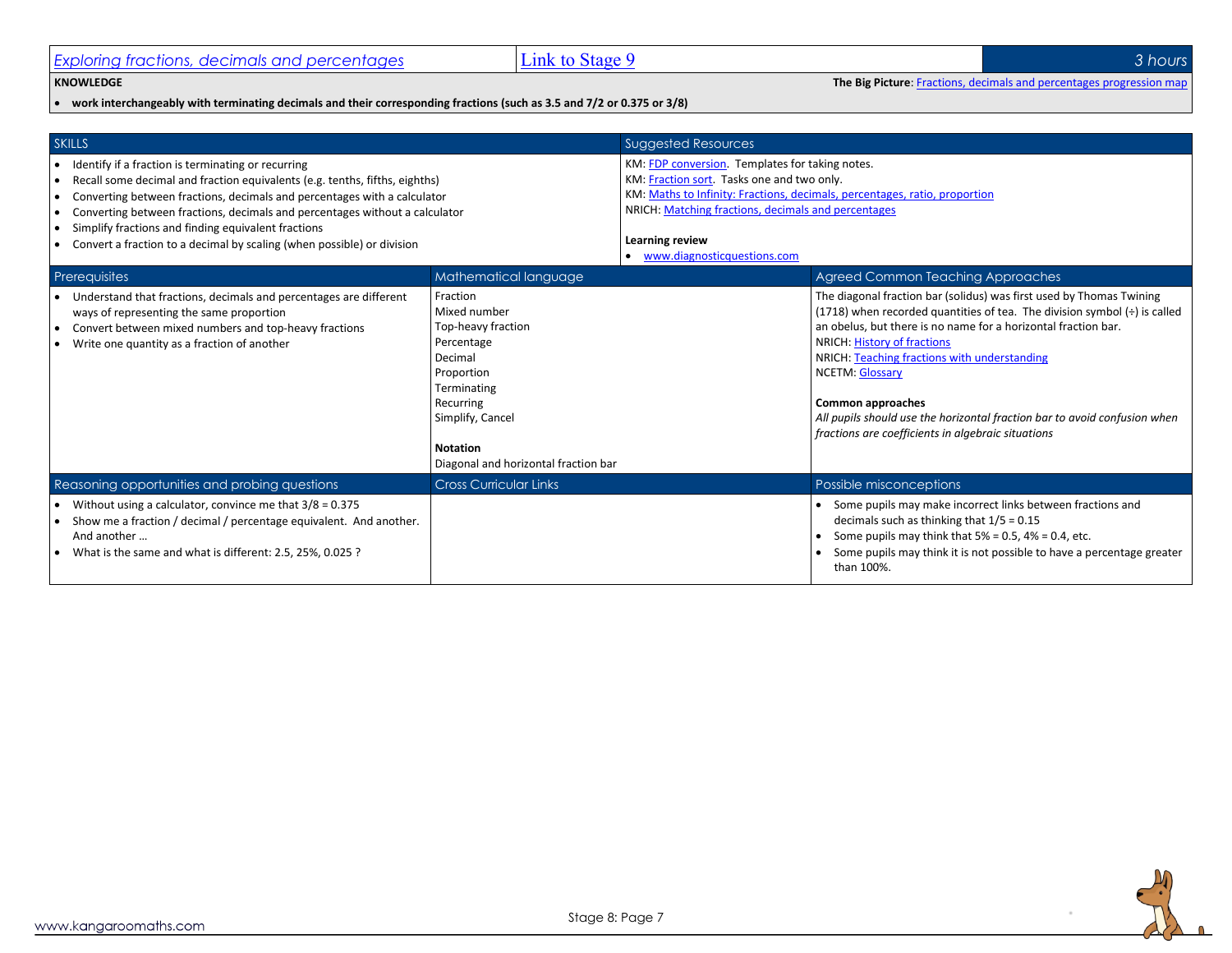| *Exploring fractions, decimals and percentages* | Link to Stage 9 | *3 hours* |
| --- | --- | --- |

**KNOWLEDGE**

**The Big Picture**: Fractions, decimals and percentages progression map

- **work interchangeably with terminating decimals and their corresponding fractions (such as 3.5 and 7/2 or 0.375 or 3/8)**

| SKILLS | Suggested Resources |
| --- | --- |
| • Identify if a fraction is terminating or recurring<br>• Recall some decimal and fraction equivalents (e.g. tenths, fifths, eighths)<br>• Converting between fractions, decimals and percentages with a calculator<br>• Converting between fractions, decimals and percentages without a calculator<br>• Simplify fractions and finding equivalent fractions<br>• Convert a fraction to a decimal by scaling (when possible) or division | KM: FDP conversion. Templates for taking notes.<br>KM: Fraction sort. Tasks one and two only.<br>KM: Maths to Infinity: Fractions, decimals, percentages, ratio, proportion<br>NRICH: Matching fractions, decimals and percentages<br><br>**Learning review**<br>• www.diagnosticquestions.com |

| Prerequisites | Mathematical language | Agreed Common Teaching Approaches |
| --- | --- | --- |
| • Understand that fractions, decimals and percentages are different ways of representing the same proportion<br>• Convert between mixed numbers and top-heavy fractions<br>• Write one quantity as a fraction of another | Fraction<br>Mixed number<br>Top-heavy fraction<br>Percentage<br>Decimal<br>Proportion<br>Terminating<br>Recurring<br>Simplify, Cancel<br><br>**Notation**<br>Diagonal and horizontal fraction bar | The diagonal fraction bar (solidus) was first used by Thomas Twining (1718) when recorded quantities of tea. The division symbol (÷) is called an obelus, but there is no name for a horizontal fraction bar.<br>NRICH: History of fractions<br>NRICH: Teaching fractions with understanding<br>NCETM: Glossary<br><br>**Common approaches**<br>*All pupils should use the horizontal fraction bar to avoid confusion when fractions are coefficients in algebraic situations* |

| Reasoning opportunities and probing questions | Cross Curricular Links | Possible misconceptions |
| --- | --- | --- |
| • Without using a calculator, convince me that 3/8 = 0.375<br>• Show me a fraction / decimal / percentage equivalent. And another. And another …<br>• What is the same and what is different: 2.5, 25%, 0.025 ? | | • Some pupils may make incorrect links between fractions and decimals such as thinking that 1/5 = 0.15<br>• Some pupils may think that 5% = 0.5, 4% = 0.4, etc.<br>• Some pupils may think it is not possible to have a percentage greater than 100%. |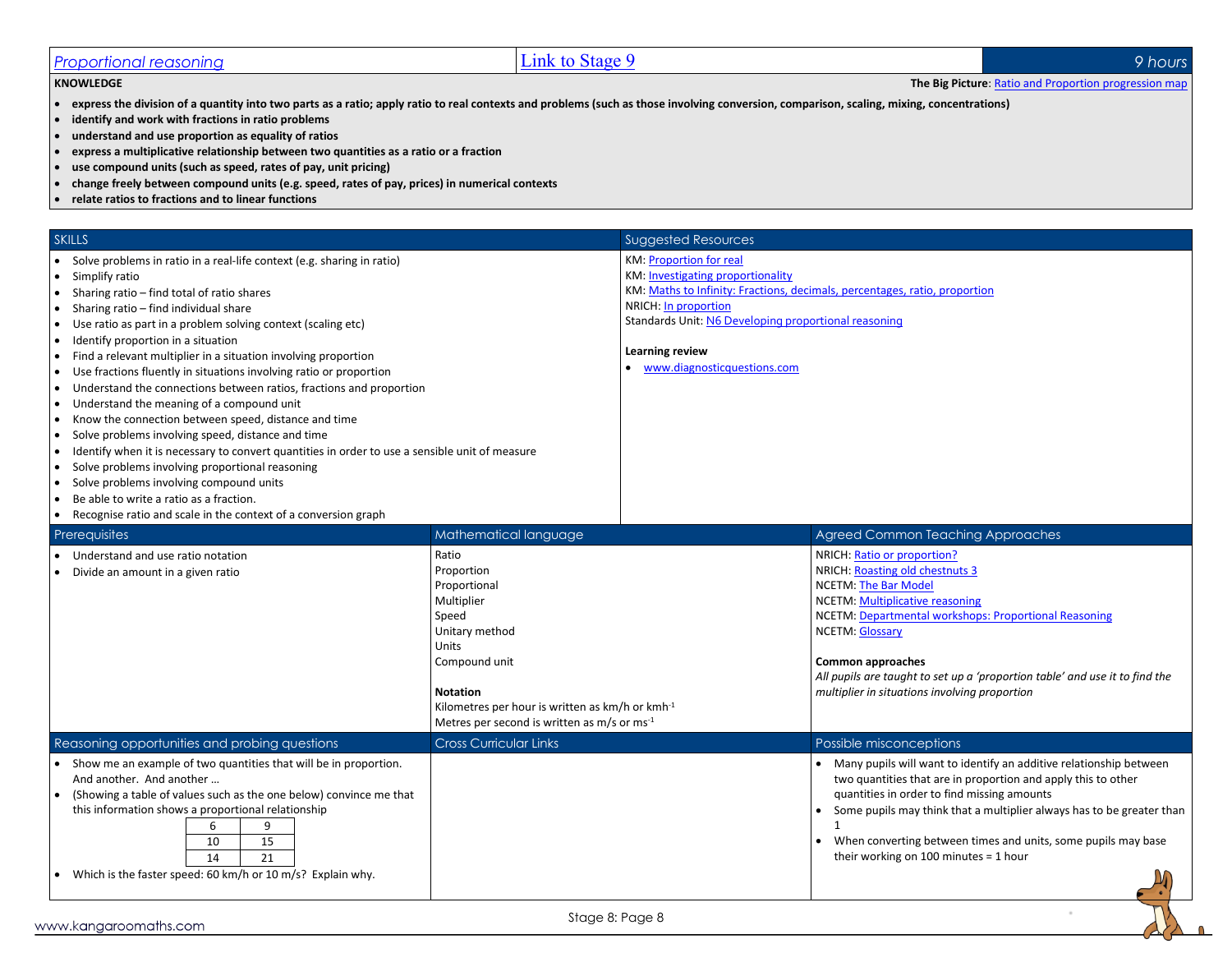## Proportional reasoning

Link to Stage 9

9 hours

**KNOWLEDGE**

**The Big Picture**: Ratio and Proportion progression map

- **express the division of a quantity into two parts as a ratio; apply ratio to real contexts and problems (such as those involving conversion, comparison, scaling, mixing, concentrations)**
- **identify and work with fractions in ratio problems**
- **understand and use proportion as equality of ratios**
- **express a multiplicative relationship between two quantities as a ratio or a fraction**
- **use compound units (such as speed, rates of pay, unit pricing)**
- **change freely between compound units (e.g. speed, rates of pay, prices) in numerical contexts**
- **relate ratios to fractions and to linear functions**

### SKILLS

- Solve problems in ratio in a real-life context (e.g. sharing in ratio)
- Simplify ratio
- Sharing ratio – find total of ratio shares
- Sharing ratio – find individual share
- Use ratio as part in a problem solving context (scaling etc)
- Identify proportion in a situation
- Find a relevant multiplier in a situation involving proportion
- Use fractions fluently in situations involving ratio or proportion
- Understand the connections between ratios, fractions and proportion
- Understand the meaning of a compound unit
- Know the connection between speed, distance and time
- Solve problems involving speed, distance and time
- Identify when it is necessary to convert quantities in order to use a sensible unit of measure
- Solve problems involving proportional reasoning
- Solve problems involving compound units
- Be able to write a ratio as a fraction.
- Recognise ratio and scale in the context of a conversion graph

### Suggested Resources

KM: Proportion for real
KM: Investigating proportionality
KM: Maths to Infinity: Fractions, decimals, percentages, ratio, proportion
NRICH: In proportion
Standards Unit: N6 Developing proportional reasoning

**Learning review**

- www.diagnosticquestions.com

### Prerequisites

- Understand and use ratio notation
- Divide an amount in a given ratio

### Mathematical language

Ratio
Proportion
Proportional
Multiplier
Speed
Unitary method
Units
Compound unit

**Notation**

Kilometres per hour is written as km/h or $kmh^{-1}$
Metres per second is written as m/s or $ms^{-1}$

### Agreed Common Teaching Approaches

NRICH: Ratio or proportion?
NRICH: Roasting old chestnuts 3
NCETM: The Bar Model
NCETM: Multiplicative reasoning
NCETM: Departmental workshops: Proportional Reasoning
NCETM: Glossary

**Common approaches**

*All pupils are taught to set up a 'proportion table' and use it to find the multiplier in situations involving proportion*

### Reasoning opportunities and probing questions

- Show me an example of two quantities that will be in proportion. And another. And another …
- (Showing a table of values such as the one below) convince me that this information shows a proportional relationship

| 6 | 9 |
|---|---|
| 10 | 15 |
| 14 | 21 |

- Which is the faster speed: 60 km/h or 10 m/s? Explain why.

### Cross Curricular Links

### Possible misconceptions

- Many pupils will want to identify an additive relationship between two quantities that are in proportion and apply this to other quantities in order to find missing amounts
- Some pupils may think that a multiplier always has to be greater than 1
- When converting between times and units, some pupils may base their working on 100 minutes = 1 hour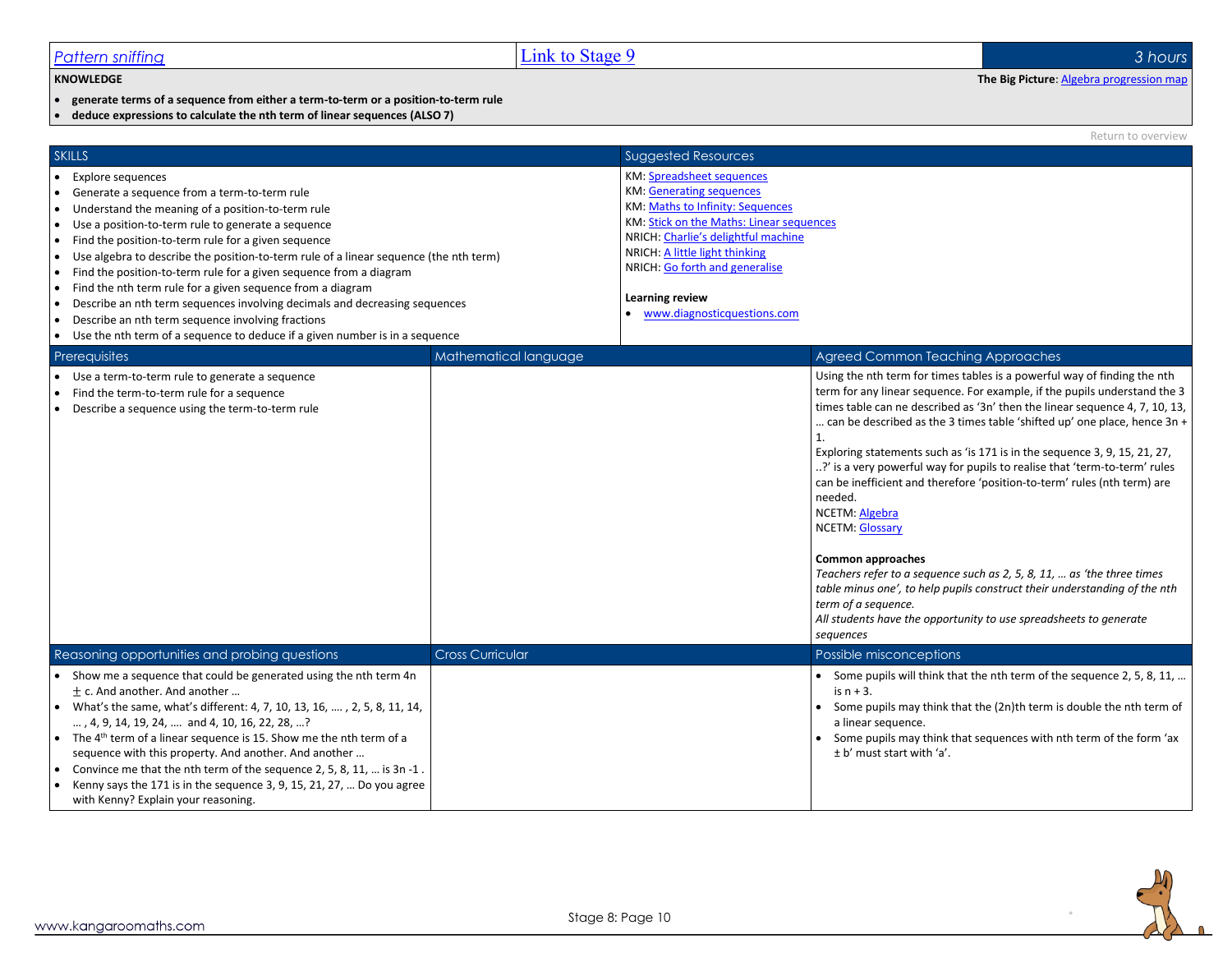| Pattern sniffing | Link to Stage 9 | 3 hours |
|---|---|---|

**KNOWLEDGE**

**The Big Picture**: Algebra progression map

- **generate terms of a sequence from either a term-to-term or a position-to-term rule**
- **deduce expressions to calculate the nth term of linear sequences (ALSO 7)**

Return to overview

## SKILLS

- Explore sequences
- Generate a sequence from a term-to-term rule
- Understand the meaning of a position-to-term rule
- Use a position-to-term rule to generate a sequence
- Find the position-to-term rule for a given sequence
- Use algebra to describe the position-to-term rule of a linear sequence (the nth term)
- Find the position-to-term rule for a given sequence from a diagram
- Find the nth term rule for a given sequence from a diagram
- Describe an nth term sequences involving decimals and decreasing sequences
- Describe an nth term sequence involving fractions
- Use the nth term of a sequence to deduce if a given number is in a sequence

## Suggested Resources

KM: Spreadsheet sequences
KM: Generating sequences
KM: Maths to Infinity: Sequences
KM: Stick on the Maths: Linear sequences
NRICH: Charlie's delightful machine
NRICH: A little light thinking
NRICH: Go forth and generalise

**Learning review**

- www.diagnosticquestions.com

## Prerequisites

- Use a term-to-term rule to generate a sequence
- Find the term-to-term rule for a sequence
- Describe a sequence using the term-to-term rule

## Mathematical language

## Agreed Common Teaching Approaches

Using the nth term for times tables is a powerful way of finding the nth term for any linear sequence. For example, if the pupils understand the 3 times table can ne described as '3n' then the linear sequence 4, 7, 10, 13, … can be described as the 3 times table 'shifted up' one place, hence 3n + 1.

Exploring statements such as 'is 171 is in the sequence 3, 9, 15, 21, 27, ..?' is a very powerful way for pupils to realise that 'term-to-term' rules can be inefficient and therefore 'position-to-term' rules (nth term) are needed.

NCETM: Algebra
NCETM: Glossary

**Common approaches**

*Teachers refer to a sequence such as 2, 5, 8, 11, … as 'the three times table minus one', to help pupils construct their understanding of the nth term of a sequence.*

*All students have the opportunity to use spreadsheets to generate sequences*

## Reasoning opportunities and probing questions

- Show me a sequence that could be generated using the nth term 4n $\pm$ c. And another. And another …
- What's the same, what's different: 4, 7, 10, 13, 16, …. , 2, 5, 8, 11, 14, … , 4, 9, 14, 19, 24, …. and 4, 10, 16, 22, 28, …?
- The 4th term of a linear sequence is 15. Show me the nth term of a sequence with this property. And another. And another …
- Convince me that the nth term of the sequence 2, 5, 8, 11, … is 3n -1 .
- Kenny says the 171 is in the sequence 3, 9, 15, 21, 27, … Do you agree with Kenny? Explain your reasoning.

## Cross Curricular

## Possible misconceptions

- Some pupils will think that the nth term of the sequence 2, 5, 8, 11, … is n + 3.
- Some pupils may think that the (2n)th term is double the nth term of a linear sequence.
- Some pupils may think that sequences with nth term of the form 'ax ± b' must start with 'a'.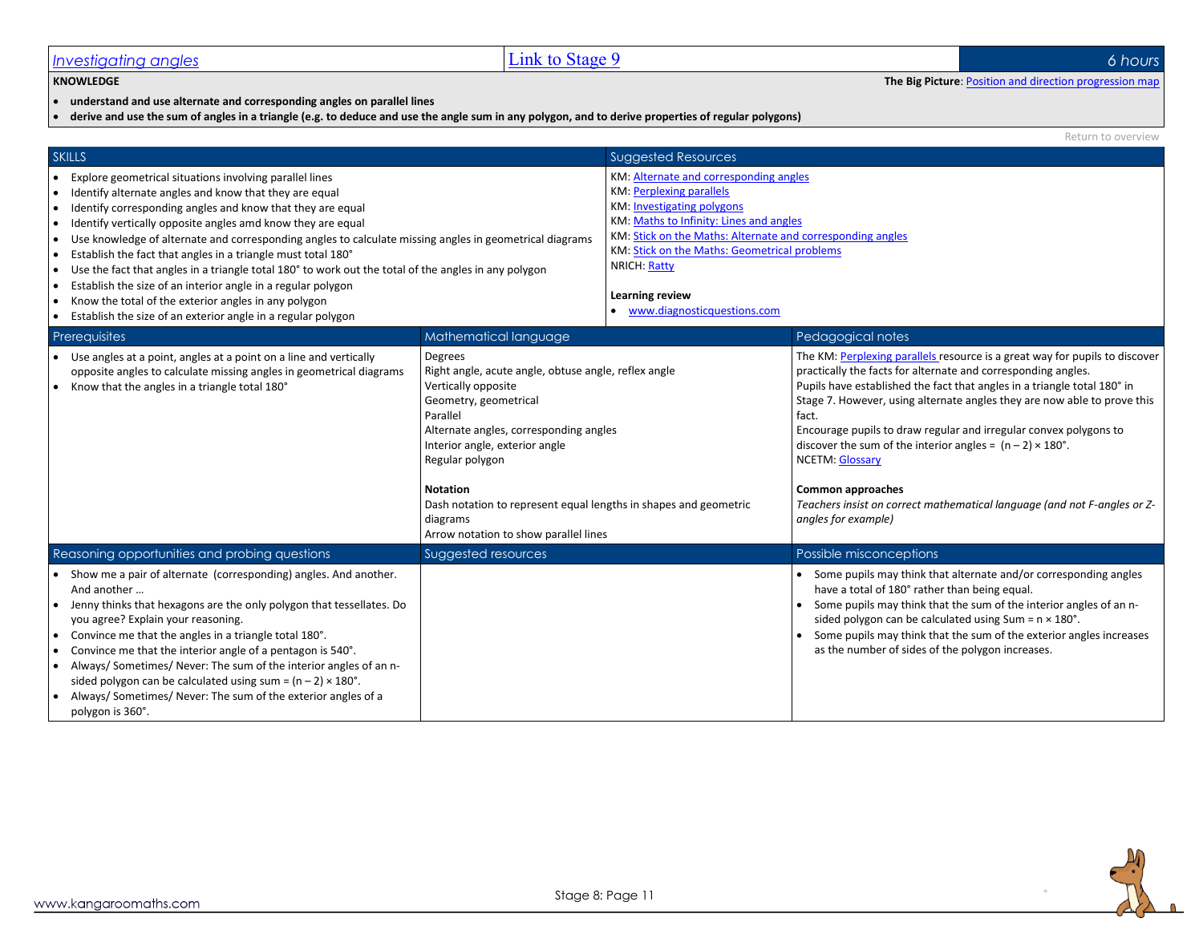## Investigating angles

Link to Stage 9

6 hours

**KNOWLEDGE**

**The Big Picture**: Position and direction progression map

- **understand and use alternate and corresponding angles on parallel lines**
- **derive and use the sum of angles in a triangle (e.g. to deduce and use the angle sum in any polygon, and to derive properties of regular polygons)**

Return to overview

### SKILLS

- Explore geometrical situations involving parallel lines
- Identify alternate angles and know that they are equal
- Identify corresponding angles and know that they are equal
- Identify vertically opposite angles amd know they are equal
- Use knowledge of alternate and corresponding angles to calculate missing angles in geometrical diagrams
- Establish the fact that angles in a triangle must total 180°
- Use the fact that angles in a triangle total 180° to work out the total of the angles in any polygon
- Establish the size of an interior angle in a regular polygon
- Know the total of the exterior angles in any polygon
- Establish the size of an exterior angle in a regular polygon

### Suggested Resources

KM: Alternate and corresponding angles
KM: Perplexing parallels
KM: Investigating polygons
KM: Maths to Infinity: Lines and angles
KM: Stick on the Maths: Alternate and corresponding angles
KM: Stick on the Maths: Geometrical problems
NRICH: Ratty

**Learning review**

- www.diagnosticquestions.com

### Prerequisites

- Use angles at a point, angles at a point on a line and vertically opposite angles to calculate missing angles in geometrical diagrams
- Know that the angles in a triangle total 180°

### Mathematical language

Degrees
Right angle, acute angle, obtuse angle, reflex angle
Vertically opposite
Geometry, geometrical
Parallel
Alternate angles, corresponding angles
Interior angle, exterior angle
Regular polygon

**Notation**

Dash notation to represent equal lengths in shapes and geometric diagrams
Arrow notation to show parallel lines

### Pedagogical notes

The KM: Perplexing parallels resource is a great way for pupils to discover practically the facts for alternate and corresponding angles.
Pupils have established the fact that angles in a triangle total 180° in Stage 7. However, using alternate angles they are now able to prove this fact.
Encourage pupils to draw regular and irregular convex polygons to discover the sum of the interior angles = $(n - 2) \times 180°$.
NCETM: Glossary

**Common approaches**

*Teachers insist on correct mathematical language (and not F-angles or Z-angles for example)*

### Reasoning opportunities and probing questions

- Show me a pair of alternate (corresponding) angles. And another. And another …
- Jenny thinks that hexagons are the only polygon that tessellates. Do you agree? Explain your reasoning.
- Convince me that the angles in a triangle total 180°.
- Convince me that the interior angle of a pentagon is 540°.
- Always/ Sometimes/ Never: The sum of the interior angles of an n-sided polygon can be calculated using sum = $(n - 2) \times 180°$.
- Always/ Sometimes/ Never: The sum of the exterior angles of a polygon is 360°.

### Suggested resources

### Possible misconceptions

- Some pupils may think that alternate and/or corresponding angles have a total of 180° rather than being equal.
- Some pupils may think that the sum of the interior angles of an n-sided polygon can be calculated using Sum = $n \times 180°$.
- Some pupils may think that the sum of the exterior angles increases as the number of sides of the polygon increases.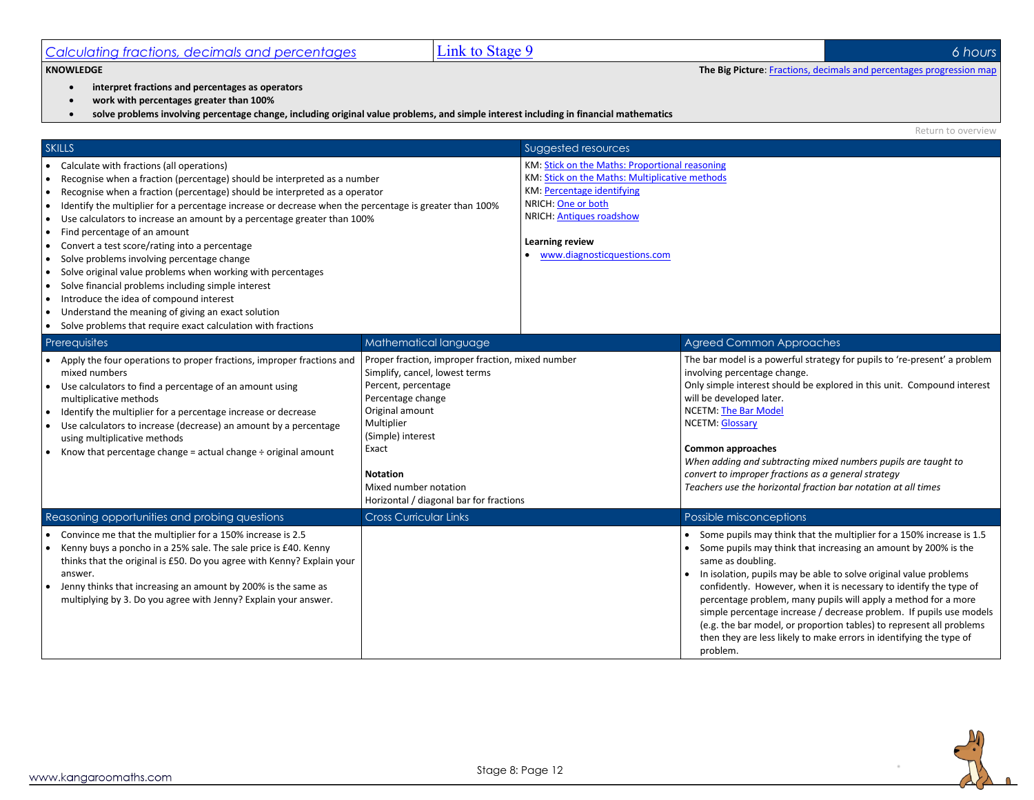## Calculating fractions, decimals and percentages

Link to Stage 9

6 hours

**KNOWLEDGE**

**The Big Picture**: Fractions, decimals and percentages progression map

- **interpret fractions and percentages as operators**
- **work with percentages greater than 100%**
- **solve problems involving percentage change, including original value problems, and simple interest including in financial mathematics**

Return to overview

### SKILLS

- Calculate with fractions (all operations)
- Recognise when a fraction (percentage) should be interpreted as a number
- Recognise when a fraction (percentage) should be interpreted as a operator
- Identify the multiplier for a percentage increase or decrease when the percentage is greater than 100%
- Use calculators to increase an amount by a percentage greater than 100%
- Find percentage of an amount
- Convert a test score/rating into a percentage
- Solve problems involving percentage change
- Solve original value problems when working with percentages
- Solve financial problems including simple interest
- Introduce the idea of compound interest
- Understand the meaning of giving an exact solution
- Solve problems that require exact calculation with fractions

### Suggested resources

KM: Stick on the Maths: Proportional reasoning
KM: Stick on the Maths: Multiplicative methods
KM: Percentage identifying
NRICH: One or both
NRICH: Antiques roadshow

**Learning review**

- www.diagnosticquestions.com

### Prerequisites

- Apply the four operations to proper fractions, improper fractions and mixed numbers
- Use calculators to find a percentage of an amount using multiplicative methods
- Identify the multiplier for a percentage increase or decrease
- Use calculators to increase (decrease) an amount by a percentage using multiplicative methods
- Know that percentage change = actual change ÷ original amount

### Mathematical language

Proper fraction, improper fraction, mixed number
Simplify, cancel, lowest terms
Percent, percentage
Percentage change
Original amount
Multiplier
(Simple) interest
Exact

**Notation**

Mixed number notation
Horizontal / diagonal bar for fractions

### Agreed Common Approaches

The bar model is a powerful strategy for pupils to 're-present' a problem involving percentage change.
Only simple interest should be explored in this unit. Compound interest will be developed later.
NCETM: The Bar Model
NCETM: Glossary

**Common approaches**

*When adding and subtracting mixed numbers pupils are taught to convert to improper fractions as a general strategy*
*Teachers use the horizontal fraction bar notation at all times*

### Reasoning opportunities and probing questions

- Convince me that the multiplier for a 150% increase is 2.5
- Kenny buys a poncho in a 25% sale. The sale price is £40. Kenny thinks that the original is £50. Do you agree with Kenny? Explain your answer.
- Jenny thinks that increasing an amount by 200% is the same as multiplying by 3. Do you agree with Jenny? Explain your answer.

### Cross Curricular Links

### Possible misconceptions

- Some pupils may think that the multiplier for a 150% increase is 1.5
- Some pupils may think that increasing an amount by 200% is the same as doubling.
- In isolation, pupils may be able to solve original value problems confidently. However, when it is necessary to identify the type of percentage problem, many pupils will apply a method for a more simple percentage increase / decrease problem. If pupils use models (e.g. the bar model, or proportion tables) to represent all problems then they are less likely to make errors in identifying the type of problem.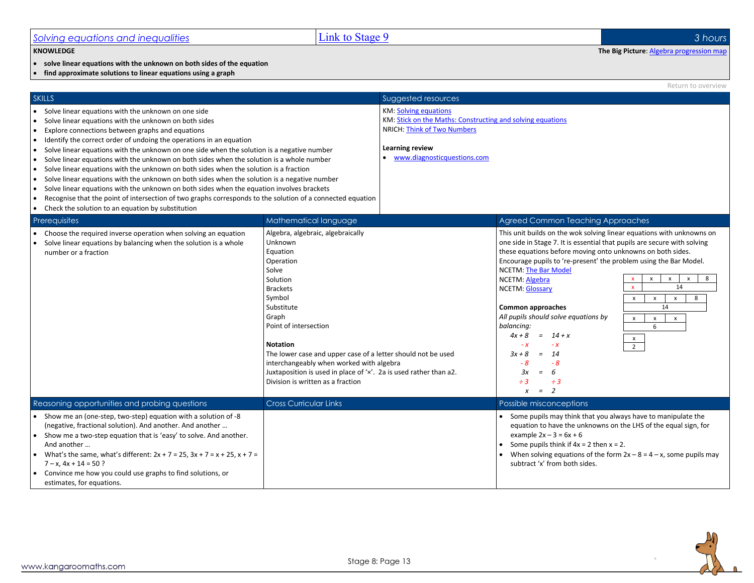## Solving equations and inequalities | Link to Stage 9 | 3 hours

**KNOWLEDGE**

**The Big Picture**: Algebra progression map

- **solve linear equations with the unknown on both sides of the equation**
- **find approximate solutions to linear equations using a graph**

Return to overview

### SKILLS

- Solve linear equations with the unknown on one side
- Solve linear equations with the unknown on both sides
- Explore connections between graphs and equations
- Identify the correct order of undoing the operations in an equation
- Solve linear equations with the unknown on one side when the solution is a negative number
- Solve linear equations with the unknown on both sides when the solution is a whole number
- Solve linear equations with the unknown on both sides when the solution is a fraction
- Solve linear equations with the unknown on both sides when the solution is a negative number
- Solve linear equations with the unknown on both sides when the equation involves brackets
- Recognise that the point of intersection of two graphs corresponds to the solution of a connected equation
- Check the solution to an equation by substitution

### Suggested resources

KM: Solving equations
KM: Stick on the Maths: Constructing and solving equations
NRICH: Think of Two Numbers

**Learning review**

- www.diagnosticquestions.com

### Prerequisites

- Choose the required inverse operation when solving an equation
- Solve linear equations by balancing when the solution is a whole number or a fraction

### Mathematical language

Algebra, algebraic, algebraically
Unknown
Equation
Operation
Solve
Solution
Brackets
Symbol
Substitute
Graph
Point of intersection

**Notation**

The lower case and upper case of a letter should not be used interchangeably when worked with algebra
Juxtaposition is used in place of '×'. 2a is used rather than a2.
Division is written as a fraction

### Agreed Common Teaching Approaches

This unit builds on the wok solving linear equations with unknowns on one side in Stage 7. It is essential that pupils are secure with solving these equations before moving onto unknowns on both sides.
Encourage pupils to 're-present' the problem using the Bar Model.
NCETM: The Bar Model
NCETM: Algebra
NCETM: Glossary

**Common approaches**

*All pupils should solve equations by balancing:*

$$\begin{aligned} 4x + 8 &= 14 + x \\ -x &\quad\; -x \\ 3x + 8 &= 14 \\ -8 &\quad\; -8 \\ 3x &= 6 \\ \div 3 &\quad\; \div 3 \\ x &= 2 \end{aligned}$$

| x | x | x | x | 8 |
|---|---|---|---|---|
| x | 14 | | | |

| x | x | x | 8 |
|---|---|---|---|
| 14 | | | |

| x | x | x |
|---|---|---|
| 6 | | |

| x |
|---|
| 2 |

### Reasoning opportunities and probing questions

- Show me an (one-step, two-step) equation with a solution of -8 (negative, fractional solution). And another. And another …
- Show me a two-step equation that is 'easy' to solve. And another. And another …
- What's the same, what's different: $2x + 7 = 25$, $3x + 7 = x + 25$, $x + 7 = 7 - x$, $4x + 14 = 50$ ?
- Convince me how you could use graphs to find solutions, or estimates, for equations.

### Cross Curricular Links

### Possible misconceptions

- Some pupils may think that you always have to manipulate the equation to have the unknowns on the LHS of the equal sign, for example $2x - 3 = 6x + 6$
- Some pupils think if $4x = 2$ then $x = 2$.
- When solving equations of the form $2x - 8 = 4 - x$, some pupils may subtract 'x' from both sides.

www.kangaroomaths.com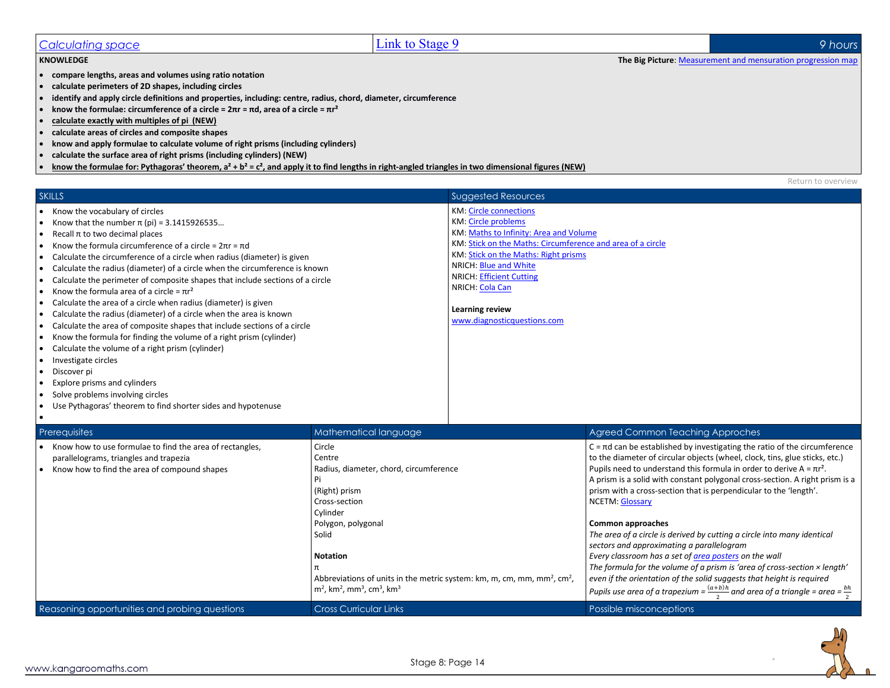| Calculating space | Link to Stage 9 | 9 hours |
| --- | --- | --- |

**KNOWLEDGE**

**The Big Picture**: Measurement and mensuration progression map

- **compare lengths, areas and volumes using ratio notation**
- **calculate perimeters of 2D shapes, including circles**
- **identify and apply circle definitions and properties, including: centre, radius, chord, diameter, circumference**
- **know the formulae: circumference of a circle = $2\pi r = \pi d$, area of a circle = $\pi r^2$**
- **calculate exactly with multiples of pi (NEW)**
- **calculate areas of circles and composite shapes**
- **know and apply formulae to calculate volume of right prisms (including cylinders)**
- **calculate the surface area of right prisms (including cylinders) (NEW)**
- **know the formulae for: Pythagoras' theorem, $a^2 + b^2 = c^2$, and apply it to find lengths in right-angled triangles in two dimensional figures (NEW)**

Return to overview

| SKILLS | Suggested Resources |
| --- | --- |
| • Know the vocabulary of circles<br>• Know that the number π (pi) = 3.1415926535…<br>• Recall π to two decimal places<br>• Know the formula circumference of a circle = $2\pi r = \pi d$<br>• Calculate the circumference of a circle when radius (diameter) is given<br>• Calculate the radius (diameter) of a circle when the circumference is known<br>• Calculate the perimeter of composite shapes that include sections of a circle<br>• Know the formula area of a circle = $\pi r^2$<br>• Calculate the area of a circle when radius (diameter) is given<br>• Calculate the radius (diameter) of a circle when the area is known<br>• Calculate the area of composite shapes that include sections of a circle<br>• Know the formula for finding the volume of a right prism (cylinder)<br>• Calculate the volume of a right prism (cylinder)<br>• Investigate circles<br>• Discover pi<br>• Explore prisms and cylinders<br>• Solve problems involving circles<br>• Use Pythagoras' theorem to find shorter sides and hypotenuse | KM: Circle connections<br>KM: Circle problems<br>KM: Maths to Infinity: Area and Volume<br>KM: Stick on the Maths: Circumference and area of a circle<br>KM: Stick on the Maths: Right prisms<br>NRICH: Blue and White<br>NRICH: Efficient Cutting<br>NRICH: Cola Can<br><br>**Learning review**<br>www.diagnosticquestions.com |

| Prerequisites | Mathematical language | Agreed Common Teaching Approches |
| --- | --- | --- |
| • Know how to use formulae to find the area of rectangles, parallelograms, triangles and trapezia<br>• Know how to find the area of compound shapes | Circle<br>Centre<br>Radius, diameter, chord, circumference<br>Pi<br>(Right) prism<br>Cross-section<br>Cylinder<br>Polygon, polygonal<br>Solid<br><br>**Notation**<br>π<br>Abbreviations of units in the metric system: km, m, cm, mm, mm², cm², m², km², mm³, cm³, km³ | C = πd can be established by investigating the ratio of the circumference to the diameter of circular objects (wheel, clock, tins, glue sticks, etc.)<br>Pupils need to understand this formula in order to derive $A = \pi r^2$.<br>A prism is a solid with constant polygonal cross-section. A right prism is a prism with a cross-section that is perpendicular to the 'length'.<br>NCETM: Glossary<br><br>**Common approaches**<br>*The area of a circle is derived by cutting a circle into many identical sectors and approximating a parallelogram*<br>*Every classroom has a set of area posters on the wall*<br>*The formula for the volume of a prism is 'area of cross-section × length' even if the orientation of the solid suggests that height is required*<br>*Pupils use area of a trapezium = $\frac{(a+b)h}{2}$ and area of a triangle = area = $\frac{bh}{2}$* |
| **Reasoning opportunities and probing questions** | **Cross Curricular Links** | **Possible misconceptions** |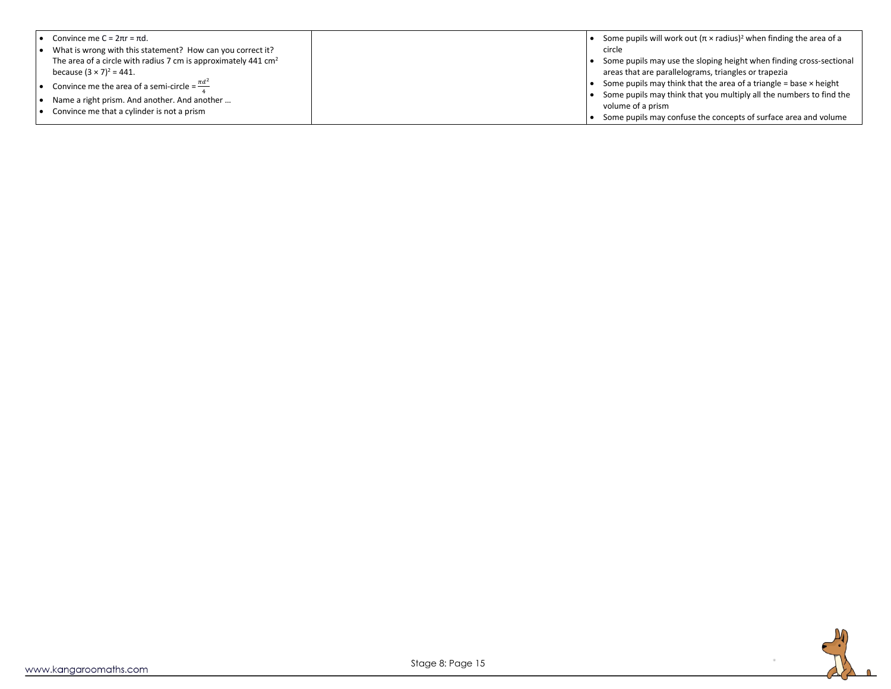| | | |
|---|---|---|
| • Convince me $C = 2\pi r = \pi d$.<br>• What is wrong with this statement? How can you correct it?<br>The area of a circle with radius 7 cm is approximately 441 $cm^2$ because $(3 \times 7)^2 = 441$.<br>• Convince me the area of a semi-circle $= \frac{\pi d^2}{4}$<br>• Name a right prism. And another. And another …<br>• Convince me that a cylinder is not a prism | | • Some pupils will work out $(\pi \times \text{radius})^2$ when finding the area of a circle<br>• Some pupils may use the sloping height when finding cross-sectional areas that are parallelograms, triangles or trapezia<br>• Some pupils may think that the area of a triangle = base × height<br>• Some pupils may think that you multiply all the numbers to find the volume of a prism<br>• Some pupils may confuse the concepts of surface area and volume |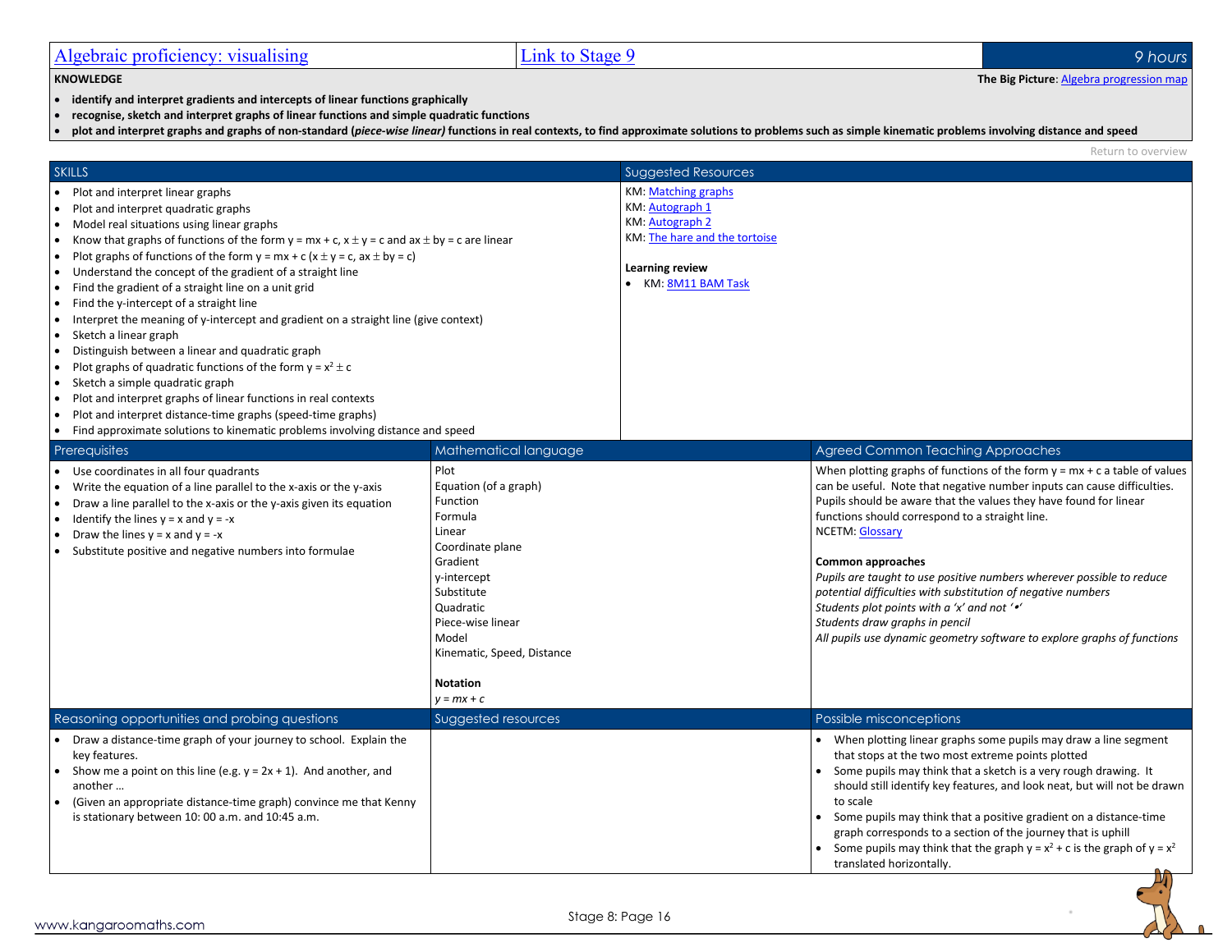# Algebraic proficiency: visualising | Link to Stage 9 | 9 hours

**KNOWLEDGE**

**The Big Picture**: Algebra progression map

- **identify and interpret gradients and intercepts of linear functions graphically**
- **recognise, sketch and interpret graphs of linear functions and simple quadratic functions**
- **plot and interpret graphs and graphs of non-standard (*piece-wise linear*) functions in real contexts, to find approximate solutions to problems such as simple kinematic problems involving distance and speed**

Return to overview

## SKILLS

- Plot and interpret linear graphs
- Plot and interpret quadratic graphs
- Model real situations using linear graphs
- Know that graphs of functions of the form $y = mx + c$, $x \pm y = c$ and $ax \pm by = c$ are linear
- Plot graphs of functions of the form $y = mx + c$ ($x \pm y = c$, $ax \pm by = c$)
- Understand the concept of the gradient of a straight line
- Find the gradient of a straight line on a unit grid
- Find the y-intercept of a straight line
- Interpret the meaning of y-intercept and gradient on a straight line (give context)
- Sketch a linear graph
- Distinguish between a linear and quadratic graph
- Plot graphs of quadratic functions of the form $y = x^2 \pm c$
- Sketch a simple quadratic graph
- Plot and interpret graphs of linear functions in real contexts
- Plot and interpret distance-time graphs (speed-time graphs)
- Find approximate solutions to kinematic problems involving distance and speed

## Suggested Resources

KM: Matching graphs
KM: Autograph 1
KM: Autograph 2
KM: The hare and the tortoise

**Learning review**

- KM: 8M11 BAM Task

## Prerequisites

- Use coordinates in all four quadrants
- Write the equation of a line parallel to the x-axis or the y-axis
- Draw a line parallel to the x-axis or the y-axis given its equation
- Identify the lines $y = x$ and $y = -x$
- Draw the lines $y = x$ and $y = -x$
- Substitute positive and negative numbers into formulae

## Mathematical language

Plot
Equation (of a graph)
Function
Formula
Linear
Coordinate plane
Gradient
y-intercept
Substitute
Quadratic
Piece-wise linear
Model
Kinematic, Speed, Distance

**Notation**

$y = mx + c$

## Agreed Common Teaching Approaches

When plotting graphs of functions of the form $y = mx + c$ a table of values can be useful. Note that negative number inputs can cause difficulties. Pupils should be aware that the values they have found for linear functions should correspond to a straight line.
NCETM: Glossary

**Common approaches**

*Pupils are taught to use positive numbers wherever possible to reduce potential difficulties with substitution of negative numbers*
*Students plot points with a 'x' and not '•'*
*Students draw graphs in pencil*
*All pupils use dynamic geometry software to explore graphs of functions*

## Reasoning opportunities and probing questions

- Draw a distance-time graph of your journey to school. Explain the key features.
- Show me a point on this line (e.g. $y = 2x + 1$). And another, and another …
- (Given an appropriate distance-time graph) convince me that Kenny is stationary between 10: 00 a.m. and 10:45 a.m.

## Suggested resources

## Possible misconceptions

- When plotting linear graphs some pupils may draw a line segment that stops at the two most extreme points plotted
- Some pupils may think that a sketch is a very rough drawing. It should still identify key features, and look neat, but will not be drawn to scale
- Some pupils may think that a positive gradient on a distance-time graph corresponds to a section of the journey that is uphill
- Some pupils may think that the graph $y = x^2 + c$ is the graph of $y = x^2$ translated horizontally.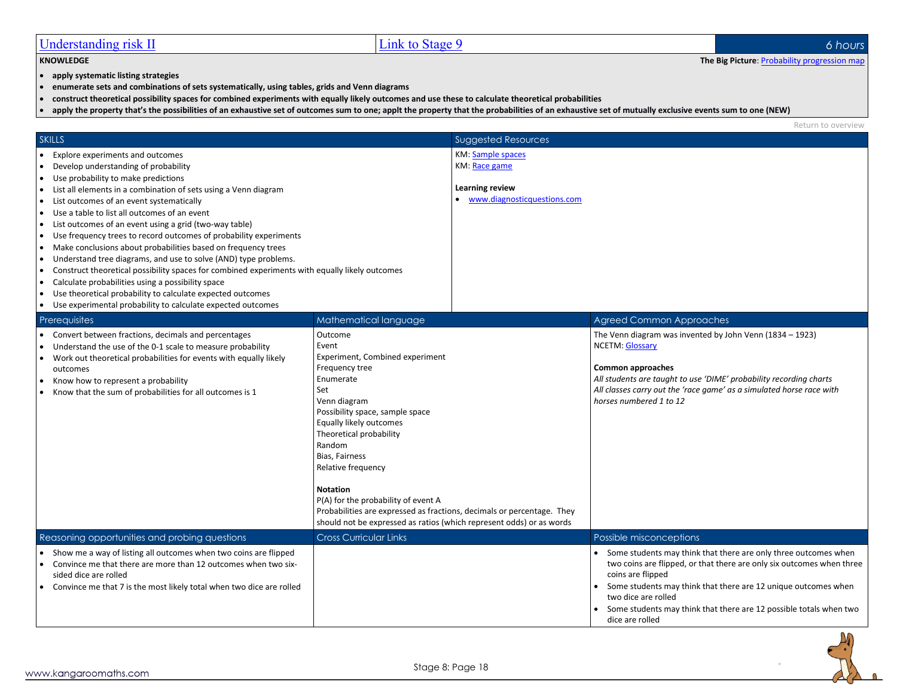# Understanding risk II

Link to Stage 9

6 hours

**KNOWLEDGE**

**The Big Picture**: Probability progression map

- **apply systematic listing strategies**
- **enumerate sets and combinations of sets systematically, using tables, grids and Venn diagrams**
- **construct theoretical possibility spaces for combined experiments with equally likely outcomes and use these to calculate theoretical probabilities**
- **apply the property that's the possibilities of an exhaustive set of outcomes sum to one; applt the property that the probabilities of an exhaustive set of mutually exclusive events sum to one (NEW)**

Return to overview

## SKILLS

- Explore experiments and outcomes
- Develop understanding of probability
- Use probability to make predictions
- List all elements in a combination of sets using a Venn diagram
- List outcomes of an event systematically
- Use a table to list all outcomes of an event
- List outcomes of an event using a grid (two-way table)
- Use frequency trees to record outcomes of probability experiments
- Make conclusions about probabilities based on frequency trees
- Understand tree diagrams, and use to solve (AND) type problems.
- Construct theoretical possibility spaces for combined experiments with equally likely outcomes
- Calculate probabilities using a possibility space
- Use theoretical probability to calculate expected outcomes
- Use experimental probability to calculate expected outcomes

## Suggested Resources

KM: Sample spaces
KM: Race game

**Learning review**

- www.diagnosticquestions.com

## Prerequisites

- Convert between fractions, decimals and percentages
- Understand the use of the 0-1 scale to measure probability
- Work out theoretical probabilities for events with equally likely outcomes
- Know how to represent a probability
- Know that the sum of probabilities for all outcomes is 1

## Mathematical language

Outcome
Event
Experiment, Combined experiment
Frequency tree
Enumerate
Set
Venn diagram
Possibility space, sample space
Equally likely outcomes
Theoretical probability
Random
Bias, Fairness
Relative frequency

**Notation**

P(A) for the probability of event A
Probabilities are expressed as fractions, decimals or percentage. They should not be expressed as ratios (which represent odds) or as words

## Agreed Common Approaches

The Venn diagram was invented by John Venn (1834 – 1923)
NCETM: Glossary

**Common approaches**

*All students are taught to use 'DIME' probability recording charts*
*All classes carry out the 'race game' as a simulated horse race with horses numbered 1 to 12*

## Reasoning opportunities and probing questions

- Show me a way of listing all outcomes when two coins are flipped
- Convince me that there are more than 12 outcomes when two six-sided dice are rolled
- Convince me that 7 is the most likely total when two dice are rolled

## Cross Curricular Links

## Possible misconceptions

- Some students may think that there are only three outcomes when two coins are flipped, or that there are only six outcomes when three coins are flipped
- Some students may think that there are 12 unique outcomes when two dice are rolled
- Some students may think that there are 12 possible totals when two dice are rolled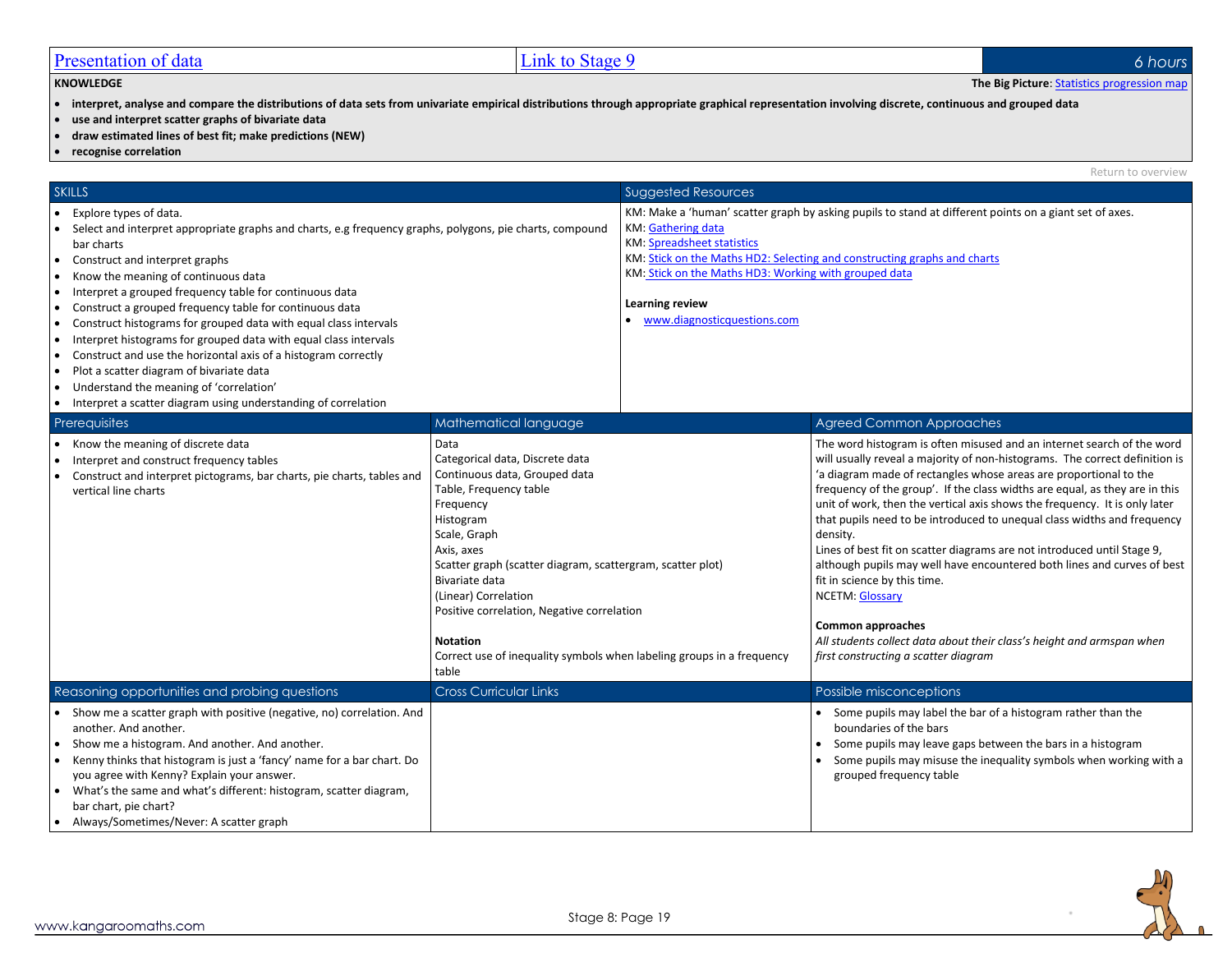# Presentation of data

Link to Stage 9

*6 hours*

**KNOWLEDGE**

**The Big Picture**: Statistics progression map

- **interpret, analyse and compare the distributions of data sets from univariate empirical distributions through appropriate graphical representation involving discrete, continuous and grouped data**
- **use and interpret scatter graphs of bivariate data**
- **draw estimated lines of best fit; make predictions (NEW)**
- **recognise correlation**

Return to overview

## SKILLS

- Explore types of data.
- Select and interpret appropriate graphs and charts, e.g frequency graphs, polygons, pie charts, compound bar charts
- Construct and interpret graphs
- Know the meaning of continuous data
- Interpret a grouped frequency table for continuous data
- Construct a grouped frequency table for continuous data
- Construct histograms for grouped data with equal class intervals
- Interpret histograms for grouped data with equal class intervals
- Construct and use the horizontal axis of a histogram correctly
- Plot a scatter diagram of bivariate data
- Understand the meaning of 'correlation'
- Interpret a scatter diagram using understanding of correlation

## Suggested Resources

KM: Make a 'human' scatter graph by asking pupils to stand at different points on a giant set of axes.
KM: Gathering data
KM: Spreadsheet statistics
KM: Stick on the Maths HD2: Selecting and constructing graphs and charts
KM: Stick on the Maths HD3: Working with grouped data

**Learning review**

- www.diagnosticquestions.com

## Prerequisites

- Know the meaning of discrete data
- Interpret and construct frequency tables
- Construct and interpret pictograms, bar charts, pie charts, tables and vertical line charts

## Mathematical language

Data
Categorical data, Discrete data
Continuous data, Grouped data
Table, Frequency table
Frequency
Histogram
Scale, Graph
Axis, axes
Scatter graph (scatter diagram, scattergram, scatter plot)
Bivariate data
(Linear) Correlation
Positive correlation, Negative correlation

**Notation**

Correct use of inequality symbols when labeling groups in a frequency table

## Agreed Common Approaches

The word histogram is often misused and an internet search of the word will usually reveal a majority of non-histograms. The correct definition is 'a diagram made of rectangles whose areas are proportional to the frequency of the group'. If the class widths are equal, as they are in this unit of work, then the vertical axis shows the frequency. It is only later that pupils need to be introduced to unequal class widths and frequency density.
Lines of best fit on scatter diagrams are not introduced until Stage 9, although pupils may well have encountered both lines and curves of best fit in science by this time.
NCETM: Glossary

**Common approaches**

*All students collect data about their class's height and armspan when first constructing a scatter diagram*

## Reasoning opportunities and probing questions

- Show me a scatter graph with positive (negative, no) correlation. And another. And another.
- Show me a histogram. And another. And another.
- Kenny thinks that histogram is just a 'fancy' name for a bar chart. Do you agree with Kenny? Explain your answer.
- What's the same and what's different: histogram, scatter diagram, bar chart, pie chart?
- Always/Sometimes/Never: A scatter graph

## Cross Curricular Links

## Possible misconceptions

- Some pupils may label the bar of a histogram rather than the boundaries of the bars
- Some pupils may leave gaps between the bars in a histogram
- Some pupils may misuse the inequality symbols when working with a grouped frequency table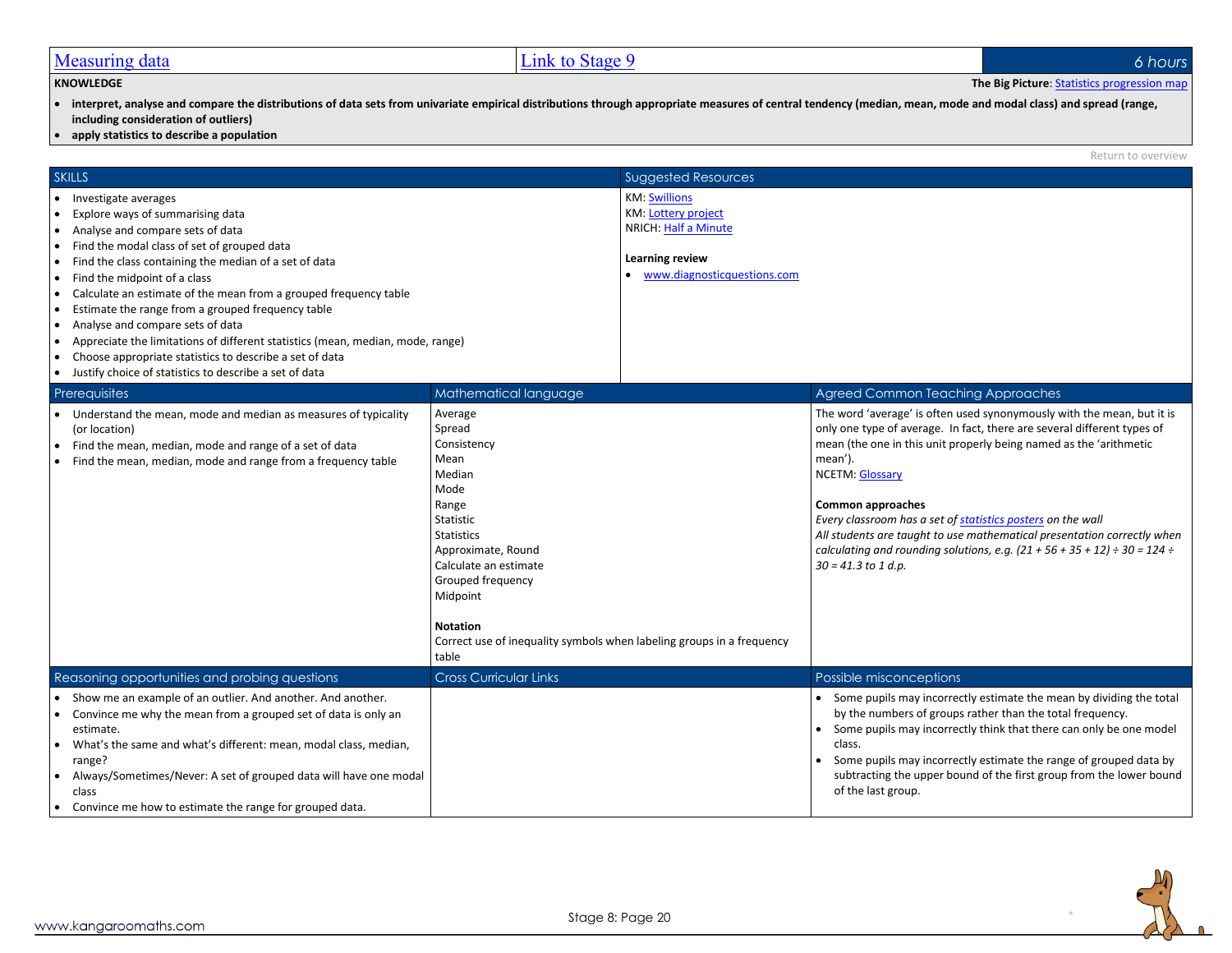| Measuring data | Link to Stage 9 | 6 hours |
|---|---|---|

**KNOWLEDGE**

**The Big Picture**: Statistics progression map

- **interpret, analyse and compare the distributions of data sets from univariate empirical distributions through appropriate measures of central tendency (median, mean, mode and modal class) and spread (range, including consideration of outliers)**
- **apply statistics to describe a population**

Return to overview

## SKILLS

- Investigate averages
- Explore ways of summarising data
- Analyse and compare sets of data
- Find the modal class of set of grouped data
- Find the class containing the median of a set of data
- Find the midpoint of a class
- Calculate an estimate of the mean from a grouped frequency table
- Estimate the range from a grouped frequency table
- Analyse and compare sets of data
- Appreciate the limitations of different statistics (mean, median, mode, range)
- Choose appropriate statistics to describe a set of data
- Justify choice of statistics to describe a set of data

## Suggested Resources

KM: Swillions
KM: Lottery project
NRICH: Half a Minute

**Learning review**

- www.diagnosticquestions.com

## Prerequisites

- Understand the mean, mode and median as measures of typicality (or location)
- Find the mean, median, mode and range of a set of data
- Find the mean, median, mode and range from a frequency table

## Mathematical language

Average
Spread
Consistency
Mean
Median
Mode
Range
Statistic
Statistics
Approximate, Round
Calculate an estimate
Grouped frequency
Midpoint

**Notation**

Correct use of inequality symbols when labeling groups in a frequency table

## Agreed Common Teaching Approaches

The word 'average' is often used synonymously with the mean, but it is only one type of average. In fact, there are several different types of mean (the one in this unit properly being named as the 'arithmetic mean').
NCETM: Glossary

**Common approaches**

*Every classroom has a set of statistics posters on the wall*
*All students are taught to use mathematical presentation correctly when calculating and rounding solutions, e.g. (21 + 56 + 35 + 12) ÷ 30 = 124 ÷ 30 = 41.3 to 1 d.p.*

## Reasoning opportunities and probing questions

- Show me an example of an outlier. And another. And another.
- Convince me why the mean from a grouped set of data is only an estimate.
- What's the same and what's different: mean, modal class, median, range?
- Always/Sometimes/Never: A set of grouped data will have one modal class
- Convince me how to estimate the range for grouped data.

## Cross Curricular Links

## Possible misconceptions

- Some pupils may incorrectly estimate the mean by dividing the total by the numbers of groups rather than the total frequency.
- Some pupils may incorrectly think that there can only be one model class.
- Some pupils may incorrectly estimate the range of grouped data by subtracting the upper bound of the first group from the lower bound of the last group.